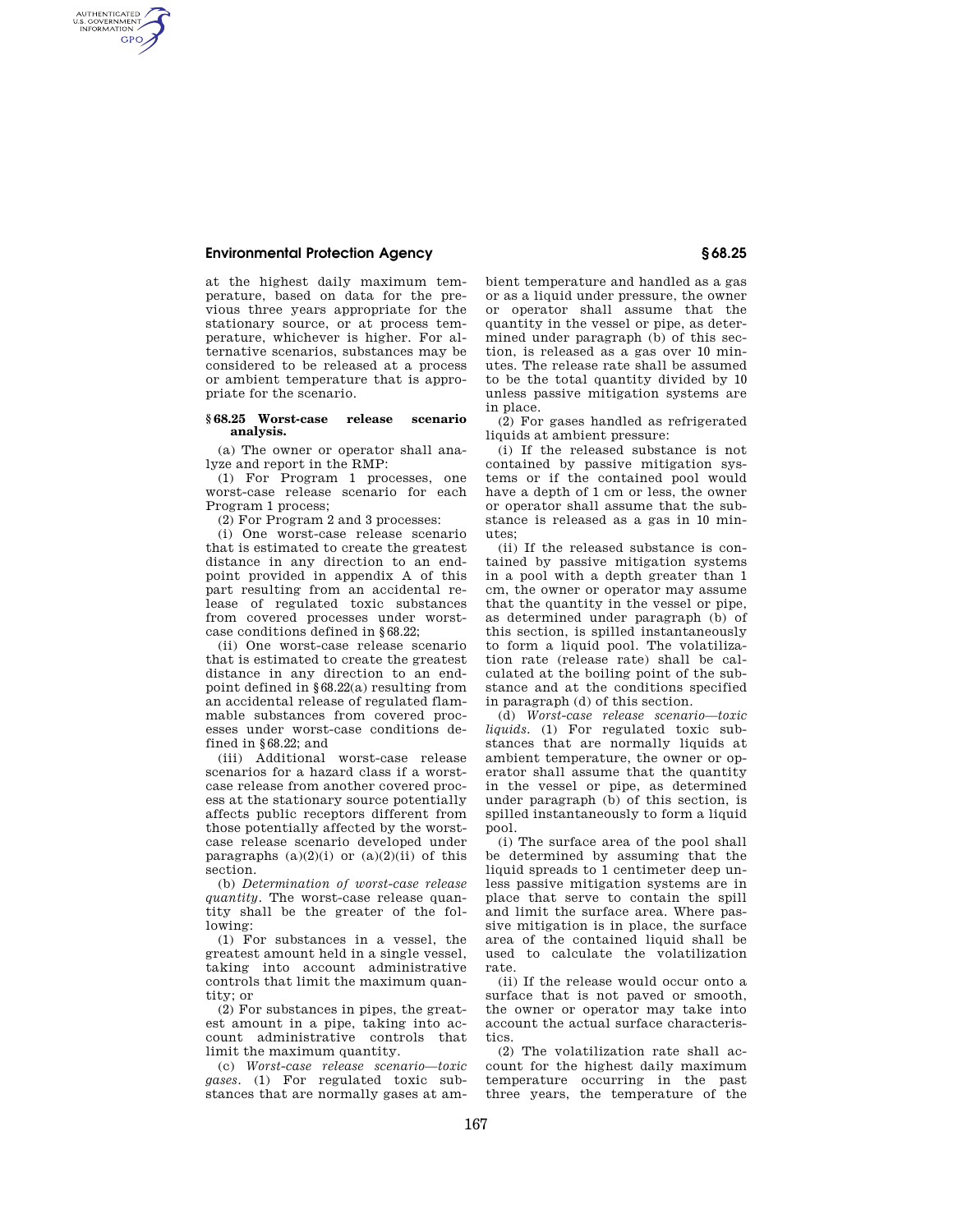at the highest daily maximum temperature, based on data for the previous three years appropriate for the stationary source, or at process temperature, whichever is higher. For alternative scenarios, substances may be considered to be released at a process or ambient temperature that is appropriate for the scenario.

## § 68.25 Worst-case release scenario analysis.

(a) The owner or operator shall analyze and report in the RMP:

(1) For Program 1 processes, one worst-case release scenario for each Program 1 process;

(2) For Program 2 and 3 processes:

(i) One worst-case release scenario that is estimated to create the greatest distance in any direction to an endpoint provided in appendix A of this part resulting from an accidental release of regulated toxic substances from covered processes under worst-case conditions defined in § 68.22;

(ii) One worst-case release scenario that is estimated to create the greatest distance in any direction to an endpoint defined in § 68.22(a) resulting from an accidental release of regulated flammable substances from covered processes under worst-case conditions defined in § 68.22; and

(iii) Additional worst-case release scenarios for a hazard class if a worst-case release from another covered process at the stationary source potentially affects public receptors different from those potentially affected by the worst-case release scenario developed under paragraphs (a)(2)(i) or (a)(2)(ii) of this section.

(b) *Determination of worst-case release quantity.* The worst-case release quantity shall be the greater of the following:

(1) For substances in a vessel, the greatest amount held in a single vessel, taking into account administrative controls that limit the maximum quantity; or

(2) For substances in pipes, the greatest amount in a pipe, taking into account administrative controls that limit the maximum quantity.

(c) *Worst-case release scenario—toxic gases.* (1) For regulated toxic substances that are normally gases at ambient temperature and handled as a gas or as a liquid under pressure, the owner or operator shall assume that the quantity in the vessel or pipe, as determined under paragraph (b) of this section, is released as a gas over 10 minutes. The release rate shall be assumed to be the total quantity divided by 10 unless passive mitigation systems are in place.

(2) For gases handled as refrigerated liquids at ambient pressure:

(i) If the released substance is not contained by passive mitigation systems or if the contained pool would have a depth of 1 cm or less, the owner or operator shall assume that the substance is released as a gas in 10 minutes;

(ii) If the released substance is contained by passive mitigation systems in a pool with a depth greater than 1 cm, the owner or operator may assume that the quantity in the vessel or pipe, as determined under paragraph (b) of this section, is spilled instantaneously to form a liquid pool. The volatilization rate (release rate) shall be calculated at the boiling point of the substance and at the conditions specified in paragraph (d) of this section.

(d) *Worst-case release scenario—toxic liquids.* (1) For regulated toxic substances that are normally liquids at ambient temperature, the owner or operator shall assume that the quantity in the vessel or pipe, as determined under paragraph (b) of this section, is spilled instantaneously to form a liquid pool.

(i) The surface area of the pool shall be determined by assuming that the liquid spreads to 1 centimeter deep unless passive mitigation systems are in place that serve to contain the spill and limit the surface area. Where passive mitigation is in place, the surface area of the contained liquid shall be used to calculate the volatilization rate.

(ii) If the release would occur onto a surface that is not paved or smooth, the owner or operator may take into account the actual surface characteristics.

(2) The volatilization rate shall account for the highest daily maximum temperature occurring in the past three years, the temperature of the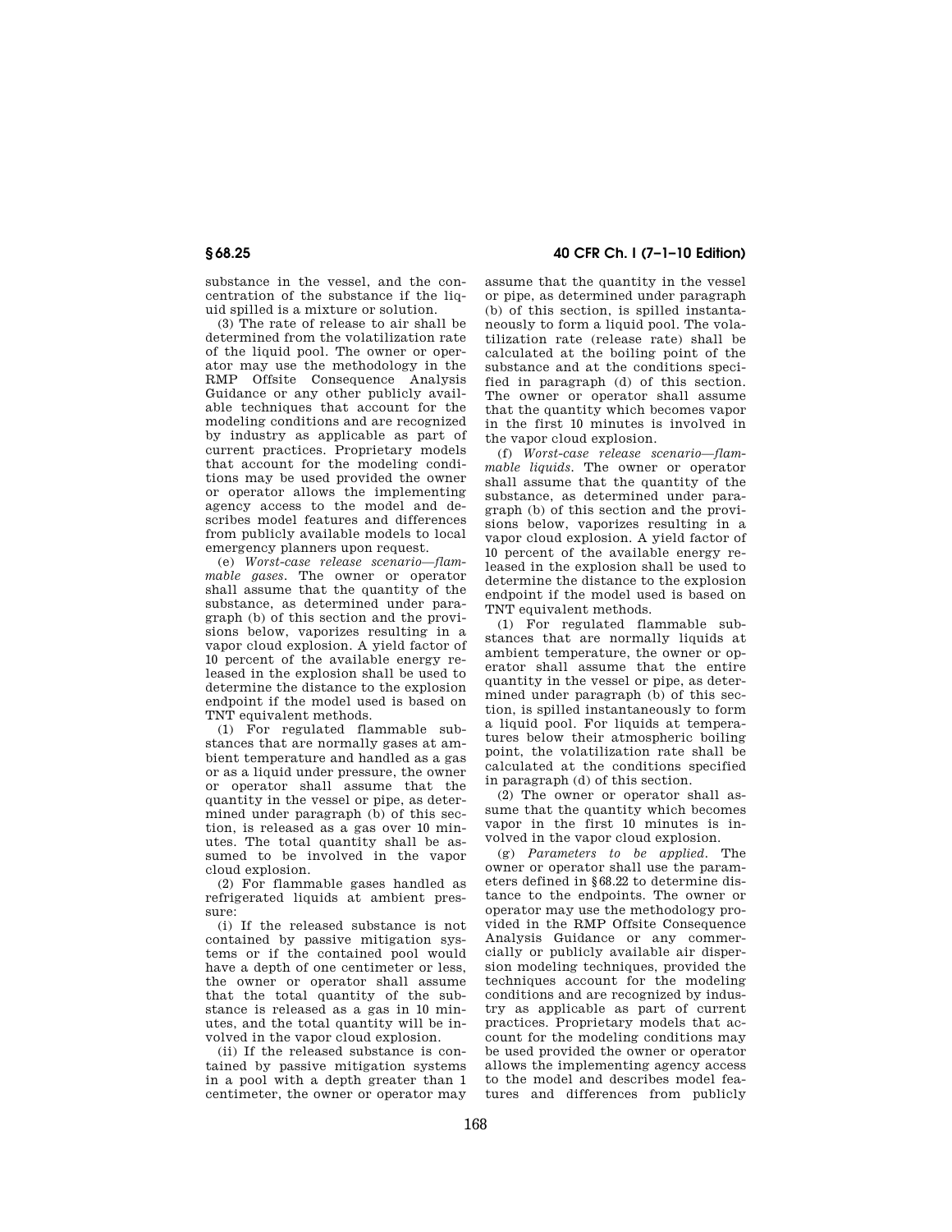substance in the vessel, and the concentration of the substance if the liquid spilled is a mixture or solution.

(3) The rate of release to air shall be determined from the volatilization rate of the liquid pool. The owner or operator may use the methodology in the RMP Offsite Consequence Analysis Guidance or any other publicly available techniques that account for the modeling conditions and are recognized by industry as applicable as part of current practices. Proprietary models that account for the modeling conditions may be used provided the owner or operator allows the implementing agency access to the model and describes model features and differences from publicly available models to local emergency planners upon request.

(e) *Worst-case release scenario—flammable gases.* The owner or operator shall assume that the quantity of the substance, as determined under paragraph (b) of this section and the provisions below, vaporizes resulting in a vapor cloud explosion. A yield factor of 10 percent of the available energy released in the explosion shall be used to determine the distance to the explosion endpoint if the model used is based on TNT equivalent methods.

(1) For regulated flammable substances that are normally gases at ambient temperature and handled as a gas or as a liquid under pressure, the owner or operator shall assume that the quantity in the vessel or pipe, as determined under paragraph (b) of this section, is released as a gas over 10 minutes. The total quantity shall be assumed to be involved in the vapor cloud explosion.

(2) For flammable gases handled as refrigerated liquids at ambient pressure:

(i) If the released substance is not contained by passive mitigation systems or if the contained pool would have a depth of one centimeter or less, the owner or operator shall assume that the total quantity of the substance is released as a gas in 10 minutes, and the total quantity will be involved in the vapor cloud explosion.

(ii) If the released substance is contained by passive mitigation systems in a pool with a depth greater than 1 centimeter, the owner or operator may assume that the quantity in the vessel or pipe, as determined under paragraph (b) of this section, is spilled instantaneously to form a liquid pool. The volatilization rate (release rate) shall be calculated at the boiling point of the substance and at the conditions specified in paragraph (d) of this section. The owner or operator shall assume that the quantity which becomes vapor in the first 10 minutes is involved in the vapor cloud explosion.

(f) *Worst-case release scenario—flammable liquids.* The owner or operator shall assume that the quantity of the substance, as determined under paragraph (b) of this section and the provisions below, vaporizes resulting in a vapor cloud explosion. A yield factor of 10 percent of the available energy released in the explosion shall be used to determine the distance to the explosion endpoint if the model used is based on TNT equivalent methods.

(1) For regulated flammable substances that are normally liquids at ambient temperature, the owner or operator shall assume that the entire quantity in the vessel or pipe, as determined under paragraph (b) of this section, is spilled instantaneously to form a liquid pool. For liquids at temperatures below their atmospheric boiling point, the volatilization rate shall be calculated at the conditions specified in paragraph (d) of this section.

(2) The owner or operator shall assume that the quantity which becomes vapor in the first 10 minutes is involved in the vapor cloud explosion.

(g) *Parameters to be applied.* The owner or operator shall use the parameters defined in §68.22 to determine distance to the endpoints. The owner or operator may use the methodology provided in the RMP Offsite Consequence Analysis Guidance or any commercially or publicly available air dispersion modeling techniques, provided the techniques account for the modeling conditions and are recognized by industry as applicable as part of current practices. Proprietary models that account for the modeling conditions may be used provided the owner or operator allows the implementing agency access to the model and describes model features and differences from publicly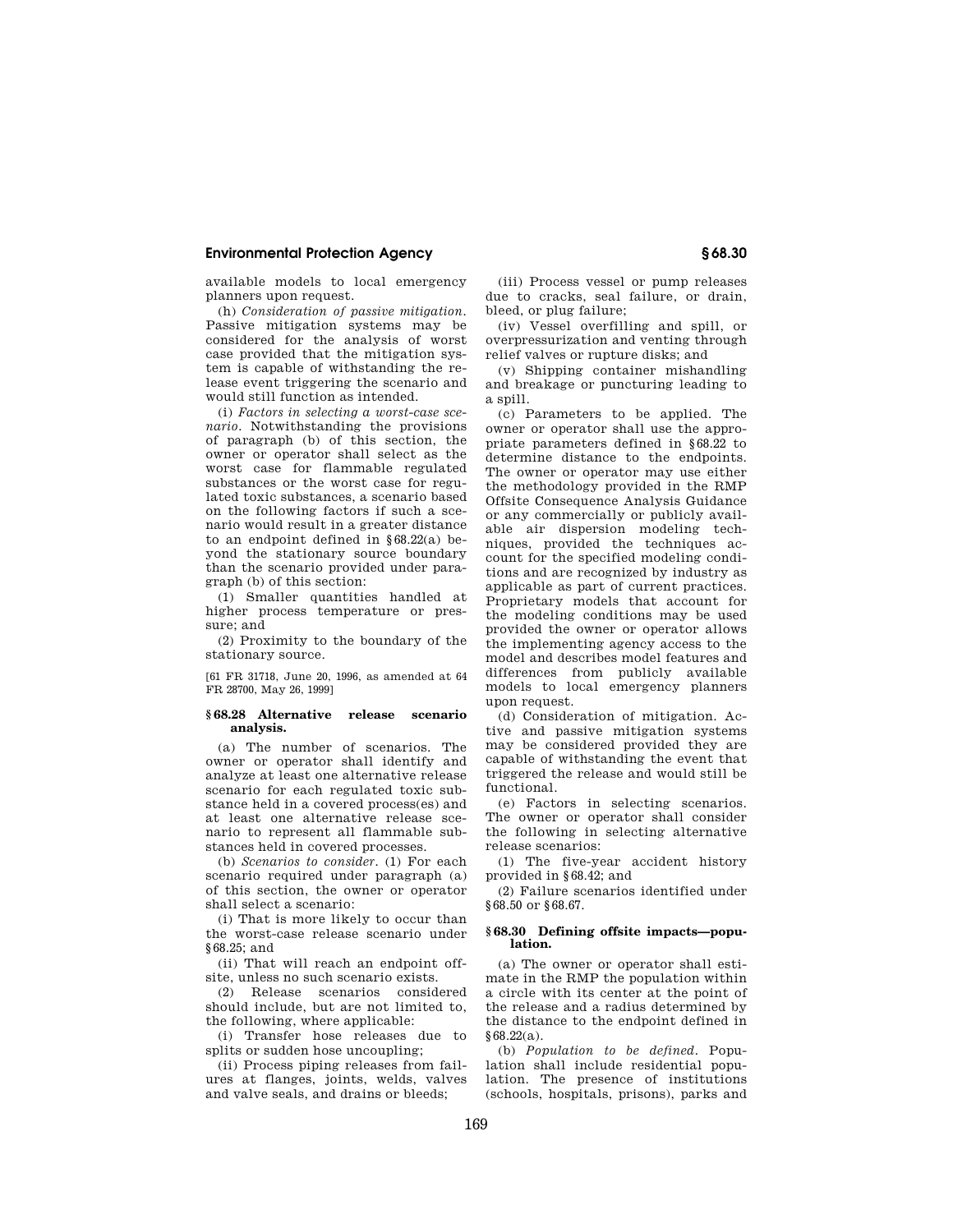available models to local emergency planners upon request.

(h) *Consideration of passive mitigation.* Passive mitigation systems may be considered for the analysis of worst case provided that the mitigation system is capable of withstanding the release event triggering the scenario and would still function as intended.

(i) *Factors in selecting a worst-case scenario.* Notwithstanding the provisions of paragraph (b) of this section, the owner or operator shall select as the worst case for flammable regulated substances or the worst case for regulated toxic substances, a scenario based on the following factors if such a scenario would result in a greater distance to an endpoint defined in §68.22(a) beyond the stationary source boundary than the scenario provided under paragraph (b) of this section:

(1) Smaller quantities handled at higher process temperature or pressure; and

(2) Proximity to the boundary of the stationary source.

[61 FR 31718, June 20, 1996, as amended at 64 FR 28700, May 26, 1999]

### § 68.28 Alternative release scenario analysis.

(a) The number of scenarios. The owner or operator shall identify and analyze at least one alternative release scenario for each regulated toxic substance held in a covered process(es) and at least one alternative release scenario to represent all flammable substances held in covered processes.

(b) *Scenarios to consider.* (1) For each scenario required under paragraph (a) of this section, the owner or operator shall select a scenario:

(i) That is more likely to occur than the worst-case release scenario under §68.25; and

(ii) That will reach an endpoint offsite, unless no such scenario exists.

(2) Release scenarios considered should include, but are not limited to, the following, where applicable:

(i) Transfer hose releases due to splits or sudden hose uncoupling;

(ii) Process piping releases from failures at flanges, joints, welds, valves and valve seals, and drains or bleeds;

(iii) Process vessel or pump releases due to cracks, seal failure, or drain, bleed, or plug failure;

(iv) Vessel overfilling and spill, or overpressurization and venting through relief valves or rupture disks; and

(v) Shipping container mishandling and breakage or puncturing leading to a spill.

(c) Parameters to be applied. The owner or operator shall use the appropriate parameters defined in §68.22 to determine distance to the endpoints. The owner or operator may use either the methodology provided in the RMP Offsite Consequence Analysis Guidance or any commercially or publicly available air dispersion modeling techniques, provided the techniques account for the specified modeling conditions and are recognized by industry as applicable as part of current practices. Proprietary models that account for the modeling conditions may be used provided the owner or operator allows the implementing agency access to the model and describes model features and differences from publicly available models to local emergency planners upon request.

(d) Consideration of mitigation. Active and passive mitigation systems may be considered provided they are capable of withstanding the event that triggered the release and would still be functional.

(e) Factors in selecting scenarios. The owner or operator shall consider the following in selecting alternative release scenarios:

(1) The five-year accident history provided in §68.42; and

(2) Failure scenarios identified under §68.50 or §68.67.

### § 68.30 Defining offsite impacts—population.

(a) The owner or operator shall estimate in the RMP the population within a circle with its center at the point of the release and a radius determined by the distance to the endpoint defined in §68.22(a).

(b) *Population to be defined.* Population shall include residential population. The presence of institutions (schools, hospitals, prisons), parks and